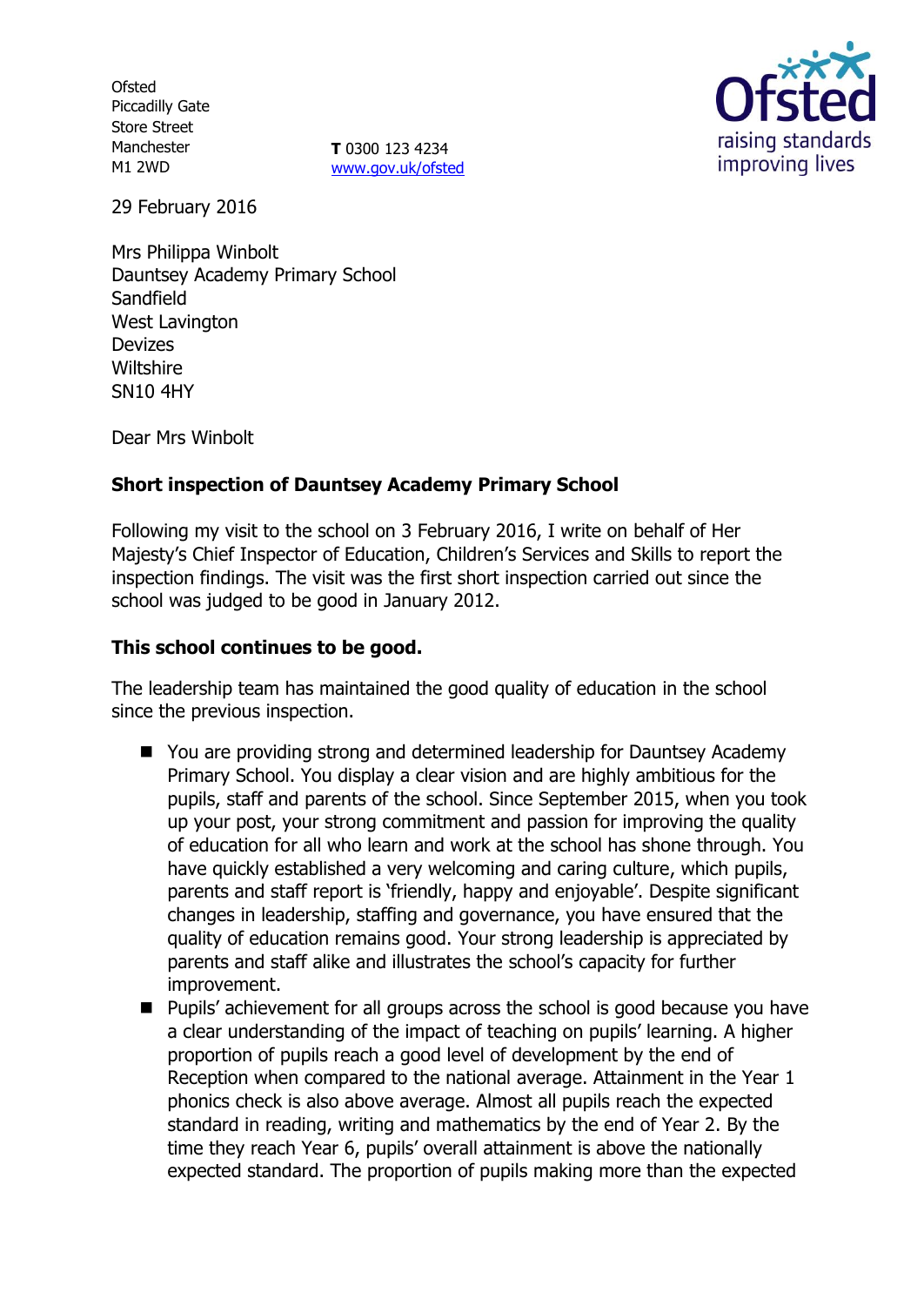Ofsted
Piccadilly Gate
Store Street
Manchester
M1 2WD

**T** 0300 123 4234
www.gov.uk/ofsted

29 February 2016

Mrs Philippa Winbolt
Dauntsey Academy Primary School
Sandfield
West Lavington
Devizes
Wiltshire
SN10 4HY

Dear Mrs Winbolt

**Short inspection of Dauntsey Academy Primary School**

Following my visit to the school on 3 February 2016, I write on behalf of Her Majesty's Chief Inspector of Education, Children's Services and Skills to report the inspection findings. The visit was the first short inspection carried out since the school was judged to be good in January 2012.

**This school continues to be good.**

The leadership team has maintained the good quality of education in the school since the previous inspection.

- You are providing strong and determined leadership for Dauntsey Academy Primary School. You display a clear vision and are highly ambitious for the pupils, staff and parents of the school. Since September 2015, when you took up your post, your strong commitment and passion for improving the quality of education for all who learn and work at the school has shone through. You have quickly established a very welcoming and caring culture, which pupils, parents and staff report is 'friendly, happy and enjoyable'. Despite significant changes in leadership, staffing and governance, you have ensured that the quality of education remains good. Your strong leadership is appreciated by parents and staff alike and illustrates the school's capacity for further improvement.
- Pupils' achievement for all groups across the school is good because you have a clear understanding of the impact of teaching on pupils' learning. A higher proportion of pupils reach a good level of development by the end of Reception when compared to the national average. Attainment in the Year 1 phonics check is also above average. Almost all pupils reach the expected standard in reading, writing and mathematics by the end of Year 2. By the time they reach Year 6, pupils' overall attainment is above the nationally expected standard. The proportion of pupils making more than the expected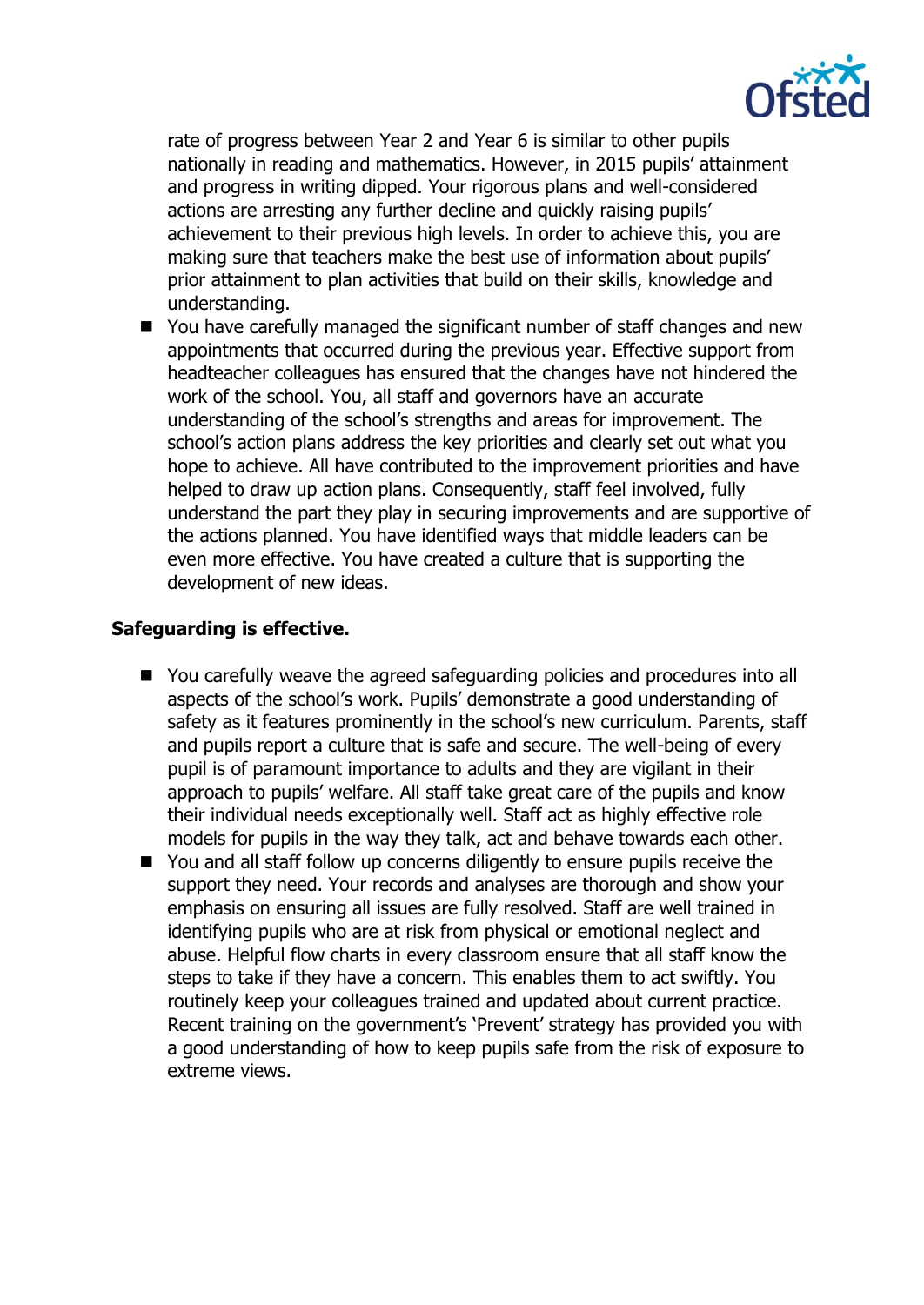rate of progress between Year 2 and Year 6 is similar to other pupils nationally in reading and mathematics. However, in 2015 pupils' attainment and progress in writing dipped. Your rigorous plans and well-considered actions are arresting any further decline and quickly raising pupils' achievement to their previous high levels. In order to achieve this, you are making sure that teachers make the best use of information about pupils' prior attainment to plan activities that build on their skills, knowledge and understanding.

- You have carefully managed the significant number of staff changes and new appointments that occurred during the previous year. Effective support from headteacher colleagues has ensured that the changes have not hindered the work of the school. You, all staff and governors have an accurate understanding of the school's strengths and areas for improvement. The school's action plans address the key priorities and clearly set out what you hope to achieve. All have contributed to the improvement priorities and have helped to draw up action plans. Consequently, staff feel involved, fully understand the part they play in securing improvements and are supportive of the actions planned. You have identified ways that middle leaders can be even more effective. You have created a culture that is supporting the development of new ideas.

**Safeguarding is effective.**

- You carefully weave the agreed safeguarding policies and procedures into all aspects of the school's work. Pupils' demonstrate a good understanding of safety as it features prominently in the school's new curriculum. Parents, staff and pupils report a culture that is safe and secure. The well-being of every pupil is of paramount importance to adults and they are vigilant in their approach to pupils' welfare. All staff take great care of the pupils and know their individual needs exceptionally well. Staff act as highly effective role models for pupils in the way they talk, act and behave towards each other.
- You and all staff follow up concerns diligently to ensure pupils receive the support they need. Your records and analyses are thorough and show your emphasis on ensuring all issues are fully resolved. Staff are well trained in identifying pupils who are at risk from physical or emotional neglect and abuse. Helpful flow charts in every classroom ensure that all staff know the steps to take if they have a concern. This enables them to act swiftly. You routinely keep your colleagues trained and updated about current practice. Recent training on the government's 'Prevent' strategy has provided you with a good understanding of how to keep pupils safe from the risk of exposure to extreme views.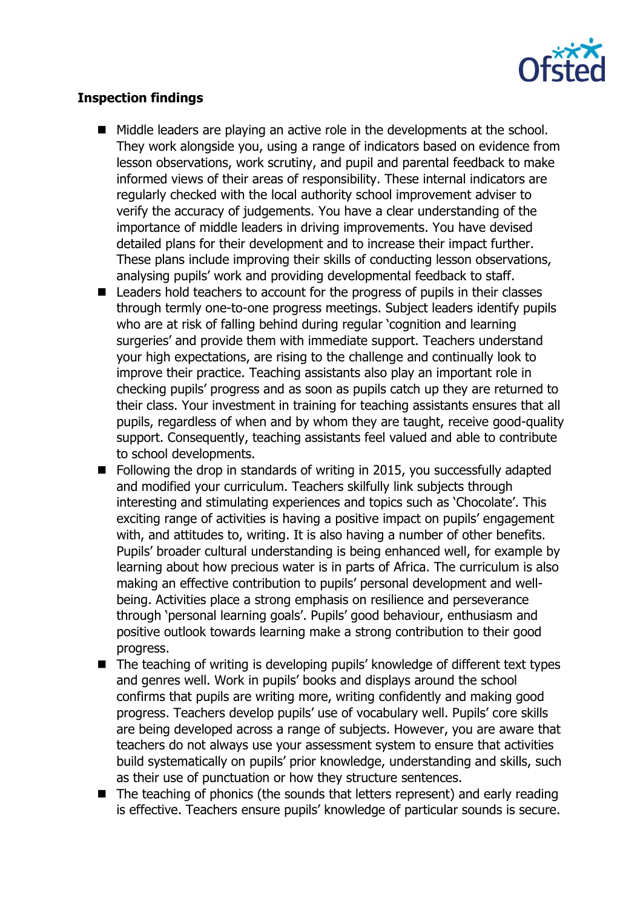**Inspection findings**

- Middle leaders are playing an active role in the developments at the school. They work alongside you, using a range of indicators based on evidence from lesson observations, work scrutiny, and pupil and parental feedback to make informed views of their areas of responsibility. These internal indicators are regularly checked with the local authority school improvement adviser to verify the accuracy of judgements. You have a clear understanding of the importance of middle leaders in driving improvements. You have devised detailed plans for their development and to increase their impact further. These plans include improving their skills of conducting lesson observations, analysing pupils' work and providing developmental feedback to staff.
- Leaders hold teachers to account for the progress of pupils in their classes through termly one-to-one progress meetings. Subject leaders identify pupils who are at risk of falling behind during regular 'cognition and learning surgeries' and provide them with immediate support. Teachers understand your high expectations, are rising to the challenge and continually look to improve their practice. Teaching assistants also play an important role in checking pupils' progress and as soon as pupils catch up they are returned to their class. Your investment in training for teaching assistants ensures that all pupils, regardless of when and by whom they are taught, receive good-quality support. Consequently, teaching assistants feel valued and able to contribute to school developments.
- Following the drop in standards of writing in 2015, you successfully adapted and modified your curriculum. Teachers skilfully link subjects through interesting and stimulating experiences and topics such as 'Chocolate'. This exciting range of activities is having a positive impact on pupils' engagement with, and attitudes to, writing. It is also having a number of other benefits. Pupils' broader cultural understanding is being enhanced well, for example by learning about how precious water is in parts of Africa. The curriculum is also making an effective contribution to pupils' personal development and well-being. Activities place a strong emphasis on resilience and perseverance through 'personal learning goals'. Pupils' good behaviour, enthusiasm and positive outlook towards learning make a strong contribution to their good progress.
- The teaching of writing is developing pupils' knowledge of different text types and genres well. Work in pupils' books and displays around the school confirms that pupils are writing more, writing confidently and making good progress. Teachers develop pupils' use of vocabulary well. Pupils' core skills are being developed across a range of subjects. However, you are aware that teachers do not always use your assessment system to ensure that activities build systematically on pupils' prior knowledge, understanding and skills, such as their use of punctuation or how they structure sentences.
- The teaching of phonics (the sounds that letters represent) and early reading is effective. Teachers ensure pupils' knowledge of particular sounds is secure.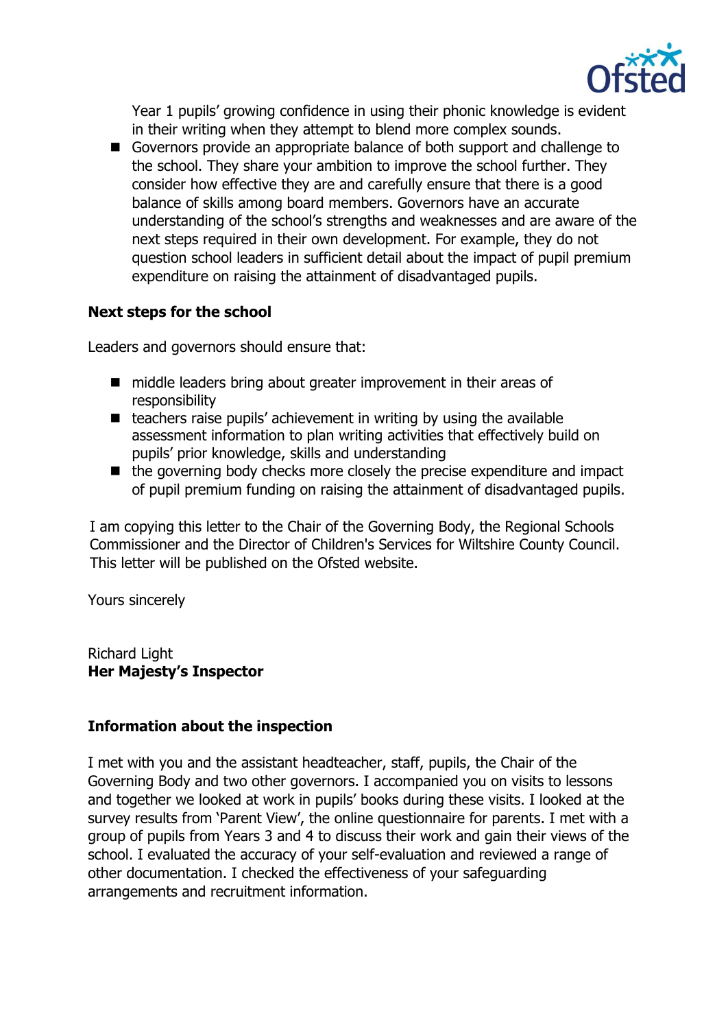Year 1 pupils' growing confidence in using their phonic knowledge is evident in their writing when they attempt to blend more complex sounds.

- Governors provide an appropriate balance of both support and challenge to the school. They share your ambition to improve the school further. They consider how effective they are and carefully ensure that there is a good balance of skills among board members. Governors have an accurate understanding of the school's strengths and weaknesses and are aware of the next steps required in their own development. For example, they do not question school leaders in sufficient detail about the impact of pupil premium expenditure on raising the attainment of disadvantaged pupils.

### Next steps for the school

Leaders and governors should ensure that:

- middle leaders bring about greater improvement in their areas of responsibility
- teachers raise pupils' achievement in writing by using the available assessment information to plan writing activities that effectively build on pupils' prior knowledge, skills and understanding
- the governing body checks more closely the precise expenditure and impact of pupil premium funding on raising the attainment of disadvantaged pupils.

I am copying this letter to the Chair of the Governing Body, the Regional Schools Commissioner and the Director of Children's Services for Wiltshire County Council. This letter will be published on the Ofsted website.

Yours sincerely

Richard Light
**Her Majesty's Inspector**

### Information about the inspection

I met with you and the assistant headteacher, staff, pupils, the Chair of the Governing Body and two other governors. I accompanied you on visits to lessons and together we looked at work in pupils' books during these visits. I looked at the survey results from 'Parent View', the online questionnaire for parents. I met with a group of pupils from Years 3 and 4 to discuss their work and gain their views of the school. I evaluated the accuracy of your self-evaluation and reviewed a range of other documentation. I checked the effectiveness of your safeguarding arrangements and recruitment information.